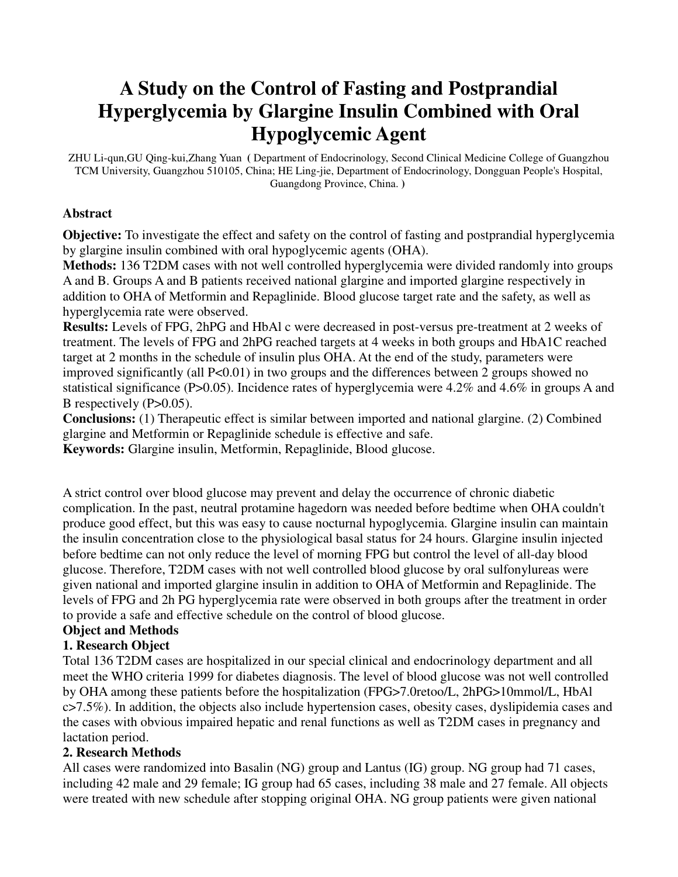# A Study on the Control of Fasting and Postprandial Hyperglycemia by Glargine Insulin Combined with Oral Hypoglycemic Agent

ZHU Li-qun,GU Qing-kui,Zhang Yuan ( Department of Endocrinology, Second Clinical Medicine College of Guangzhou TCM University, Guangzhou 510105, China; HE Ling-jie, Department of Endocrinology, Dongguan People's Hospital, Guangdong Province, China. )

### Abstract

**Objective:** To investigate the effect and safety on the control of fasting and postprandial hyperglycemia by glargine insulin combined with oral hypoglycemic agents (OHA).
**Methods:** 136 T2DM cases with not well controlled hyperglycemia were divided randomly into groups A and B. Groups A and B patients received national glargine and imported glargine respectively in addition to OHA of Metformin and Repaglinide. Blood glucose target rate and the safety, as well as hyperglycemia rate were observed.
**Results:** Levels of FPG, 2hPG and HbAl c were decreased in post-versus pre-treatment at 2 weeks of treatment. The levels of FPG and 2hPG reached targets at 4 weeks in both groups and HbA1C reached target at 2 months in the schedule of insulin plus OHA. At the end of the study, parameters were improved significantly (all $P<0.01$) in two groups and the differences between 2 groups showed no statistical significance ($P>0.05$). Incidence rates of hyperglycemia were 4.2% and 4.6% in groups A and B respectively ($P>0.05$).
**Conclusions:** (1) Therapeutic effect is similar between imported and national glargine. (2) Combined glargine and Metformin or Repaglinide schedule is effective and safe.
**Keywords:** Glargine insulin, Metformin, Repaglinide, Blood glucose.

A strict control over blood glucose may prevent and delay the occurrence of chronic diabetic complication. In the past, neutral protamine hagedorn was needed before bedtime when OHA couldn't produce good effect, but this was easy to cause nocturnal hypoglycemia. Glargine insulin can maintain the insulin concentration close to the physiological basal status for 24 hours. Glargine insulin injected before bedtime can not only reduce the level of morning FPG but control the level of all-day blood glucose. Therefore, T2DM cases with not well controlled blood glucose by oral sulfonylureas were given national and imported glargine insulin in addition to OHA of Metformin and Repaglinide. The levels of FPG and 2h PG hyperglycemia rate were observed in both groups after the treatment in order to provide a safe and effective schedule on the control of blood glucose.

### Object and Methods

#### 1. Research Object

Total 136 T2DM cases are hospitalized in our special clinical and endocrinology department and all meet the WHO criteria 1999 for diabetes diagnosis. The level of blood glucose was not well controlled by OHA among these patients before the hospitalization (FPG>7.0retoo/L, 2hPG>10mmol/L, HbAl c>7.5%). In addition, the objects also include hypertension cases, obesity cases, dyslipidemia cases and the cases with obvious impaired hepatic and renal functions as well as T2DM cases in pregnancy and lactation period.

#### 2. Research Methods

All cases were randomized into Basalin (NG) group and Lantus (IG) group. NG group had 71 cases, including 42 male and 29 female; IG group had 65 cases, including 38 male and 27 female. All objects were treated with new schedule after stopping original OHA. NG group patients were given national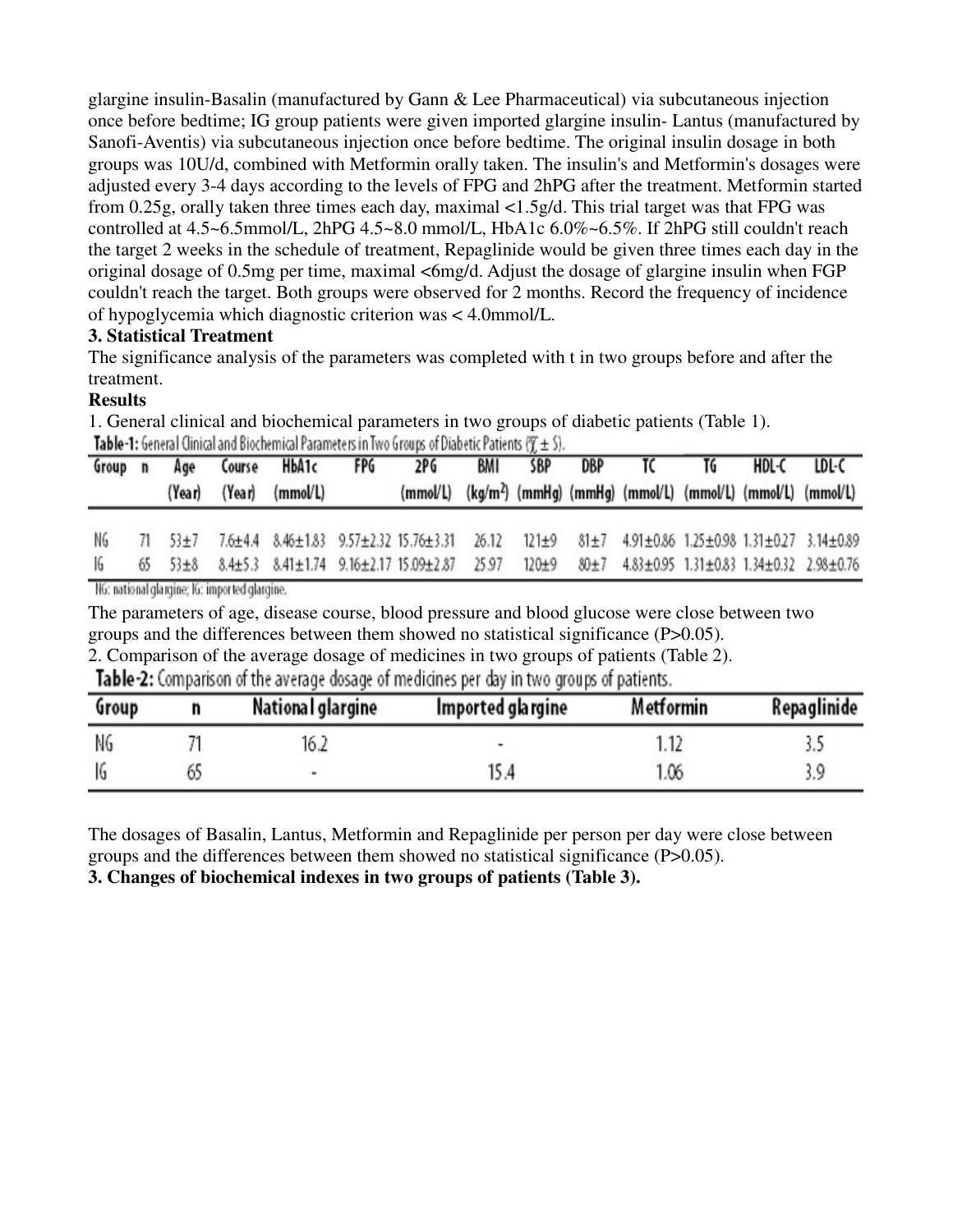glargine insulin-Basalin (manufactured by Gann & Lee Pharmaceutical) via subcutaneous injection once before bedtime; IG group patients were given imported glargine insulin- Lantus (manufactured by Sanofi-Aventis) via subcutaneous injection once before bedtime. The original insulin dosage in both groups was 10U/d, combined with Metformin orally taken. The insulin's and Metformin's dosages were adjusted every 3-4 days according to the levels of FPG and 2hPG after the treatment. Metformin started from 0.25g, orally taken three times each day, maximal <1.5g/d. This trial target was that FPG was controlled at 4.5~6.5mmol/L, 2hPG 4.5~8.0 mmol/L, HbA1c 6.0%~6.5%. If 2hPG still couldn't reach the target 2 weeks in the schedule of treatment, Repaglinide would be given three times each day in the original dosage of 0.5mg per time, maximal <6mg/d. Adjust the dosage of glargine insulin when FGP couldn't reach the target. Both groups were observed for 2 months. Record the frequency of incidence of hypoglycemia which diagnostic criterion was < 4.0mmol/L.

**3. Statistical Treatment**

The significance analysis of the parameters was completed with t in two groups before and after the treatment.

**Results**

1. General clinical and biochemical parameters in two groups of diabetic patients (Table 1).

**Table-1:** General Clinical and Biochemical Parameters in Two Groups of Diabetic Patients ($\bar{x} \pm S$).

| Group | n | Age (Year) | Course (Year) | HbA1c (mmol/L) | FPG | 2PG (mmol/L) | BMI (kg/m$^2$) | SBP (mmHg) | DBP (mmHg) | TC (mmol/L) | TG (mmol/L) | HDL-C (mmol/L) | LDL-C (mmol/L) |
|---|---|---|---|---|---|---|---|---|---|---|---|---|---|
| NG | 71 | 53±7 | 7.6±4.4 | 8.46±1.83 | 9.57±2.32 | 15.76±3.31 | 26.12 | 121±9 | 81±7 | 4.91±0.86 | 1.25±0.98 | 1.31±0.27 | 3.14±0.89 |
| IG | 65 | 53±8 | 8.4±5.3 | 8.41±1.74 | 9.16±2.17 | 15.09±2.87 | 25.97 | 120±9 | 80±7 | 4.83±0.95 | 1.31±0.83 | 1.34±0.32 | 2.98±0.76 |

NG: national glargine; IG: imported glargine.

The parameters of age, disease course, blood pressure and blood glucose were close between two groups and the differences between them showed no statistical significance (P>0.05).

2. Comparison of the average dosage of medicines in two groups of patients (Table 2).

**Table-2:** Comparison of the average dosage of medicines per day in two groups of patients.

| Group | n | National glargine | Imported glargine | Metformin | Repaglinide |
|---|---|---|---|---|---|
| NG | 71 | 16.2 | - | 1.12 | 3.5 |
| IG | 65 | - | 15.4 | 1.06 | 3.9 |

The dosages of Basalin, Lantus, Metformin and Repaglinide per person per day were close between groups and the differences between them showed no statistical significance (P>0.05).

**3. Changes of biochemical indexes in two groups of patients (Table 3).**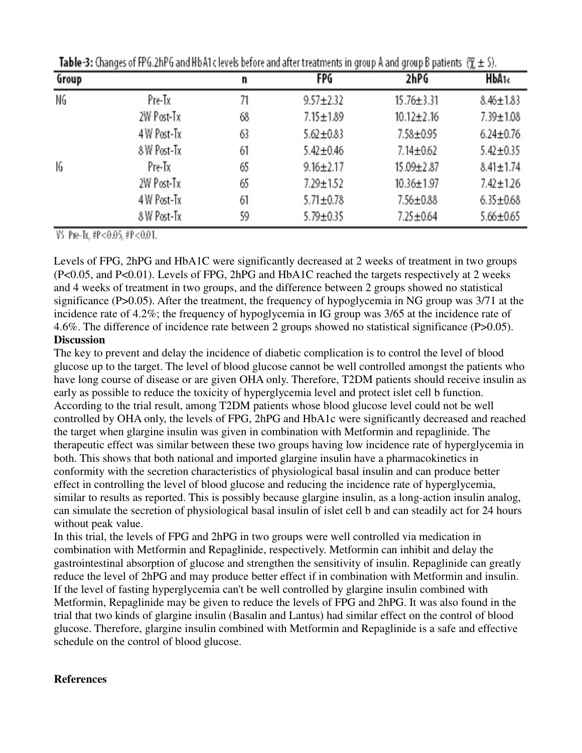**Table-3:** Changes of FPG.2hPG and HbA1c levels before and after treatments in group A and group B patients ($\bar{x} \pm S$).

| Group | | n | FPG | 2hPG | HbA1c |
|---|---|---|---|---|---|
| NG | Pre-Tx | 71 | 9.57±2.32 | 15.76±3.31 | 8.46±1.83 |
| | 2W Post-Tx | 68 | 7.15±1.89 | 10.12±2.16 | 7.39±1.08 |
| | 4 W Post-Tx | 63 | 5.62±0.83 | 7.58±0.95 | 6.24±0.76 |
| | 8 W Post-Tx | 61 | 5.42±0.46 | 7.14±0.62 | 5.42±0.35 |
| IG | Pre-Tx | 65 | 9.16±2.17 | 15.09±2.87 | 8.41±1.74 |
| | 2W Post-Tx | 65 | 7.29±1.52 | 10.36±1.97 | 7.42±1.26 |
| | 4 W Post-Tx | 61 | 5.71±0.78 | 7.56±0.88 | 6.35±0.68 |
| | 8 W Post-Tx | 59 | 5.79±0.35 | 7.25±0.64 | 5.66±0.65 |

VS Pre-Tx, #P<0.05, #P<0.01.

Levels of FPG, 2hPG and HbA1C were significantly decreased at 2 weeks of treatment in two groups (P<0.05, and P<0.01). Levels of FPG, 2hPG and HbA1C reached the targets respectively at 2 weeks and 4 weeks of treatment in two groups, and the difference between 2 groups showed no statistical significance (P>0.05). After the treatment, the frequency of hypoglycemia in NG group was 3/71 at the incidence rate of 4.2%; the frequency of hypoglycemia in IG group was 3/65 at the incidence rate of 4.6%. The difference of incidence rate between 2 groups showed no statistical significance (P>0.05).

**Discussion**

The key to prevent and delay the incidence of diabetic complication is to control the level of blood glucose up to the target. The level of blood glucose cannot be well controlled amongst the patients who have long course of disease or are given OHA only. Therefore, T2DM patients should receive insulin as early as possible to reduce the toxicity of hyperglycemia level and protect islet cell b function. According to the trial result, among T2DM patients whose blood glucose level could not be well controlled by OHA only, the levels of FPG, 2hPG and HbA1c were significantly decreased and reached the target when glargine insulin was given in combination with Metformin and repaglinide. The therapeutic effect was similar between these two groups having low incidence rate of hyperglycemia in both. This shows that both national and imported glargine insulin have a pharmacokinetics in conformity with the secretion characteristics of physiological basal insulin and can produce better effect in controlling the level of blood glucose and reducing the incidence rate of hyperglycemia, similar to results as reported. This is possibly because glargine insulin, as a long-action insulin analog, can simulate the secretion of physiological basal insulin of islet cell b and can steadily act for 24 hours without peak value.

In this trial, the levels of FPG and 2hPG in two groups were well controlled via medication in combination with Metformin and Repaglinide, respectively. Metformin can inhibit and delay the gastrointestinal absorption of glucose and strengthen the sensitivity of insulin. Repaglinide can greatly reduce the level of 2hPG and may produce better effect if in combination with Metformin and insulin. If the level of fasting hyperglycemia can't be well controlled by glargine insulin combined with Metformin, Repaglinide may be given to reduce the levels of FPG and 2hPG. It was also found in the trial that two kinds of glargine insulin (Basalin and Lantus) had similar effect on the control of blood glucose. Therefore, glargine insulin combined with Metformin and Repaglinide is a safe and effective schedule on the control of blood glucose.

**References**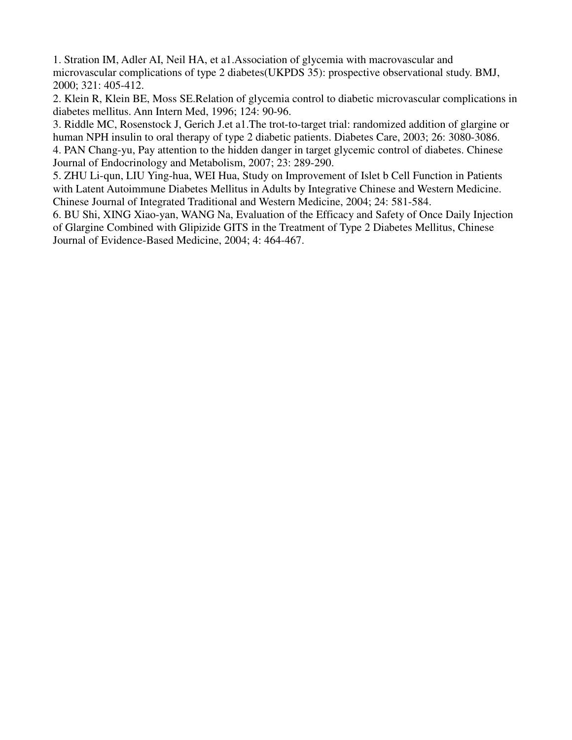1. Stration IM, Adler AI, Neil HA, et a1.Association of glycemia with macrovascular and microvascular complications of type 2 diabetes(UKPDS 35): prospective observational study. BMJ, 2000; 321: 405-412.
2. Klein R, Klein BE, Moss SE.Relation of glycemia control to diabetic microvascular complications in diabetes mellitus. Ann Intern Med, 1996; 124: 90-96.
3. Riddle MC, Rosenstock J, Gerich J.et a1.The trot-to-target trial: randomized addition of glargine or human NPH insulin to oral therapy of type 2 diabetic patients. Diabetes Care, 2003; 26: 3080-3086.
4. PAN Chang-yu, Pay attention to the hidden danger in target glycemic control of diabetes. Chinese Journal of Endocrinology and Metabolism, 2007; 23: 289-290.
5. ZHU Li-qun, LIU Ying-hua, WEI Hua, Study on Improvement of Islet b Cell Function in Patients with Latent Autoimmune Diabetes Mellitus in Adults by Integrative Chinese and Western Medicine. Chinese Journal of Integrated Traditional and Western Medicine, 2004; 24: 581-584.
6. BU Shi, XING Xiao-yan, WANG Na, Evaluation of the Efficacy and Safety of Once Daily Injection of Glargine Combined with Glipizide GITS in the Treatment of Type 2 Diabetes Mellitus, Chinese Journal of Evidence-Based Medicine, 2004; 4: 464-467.